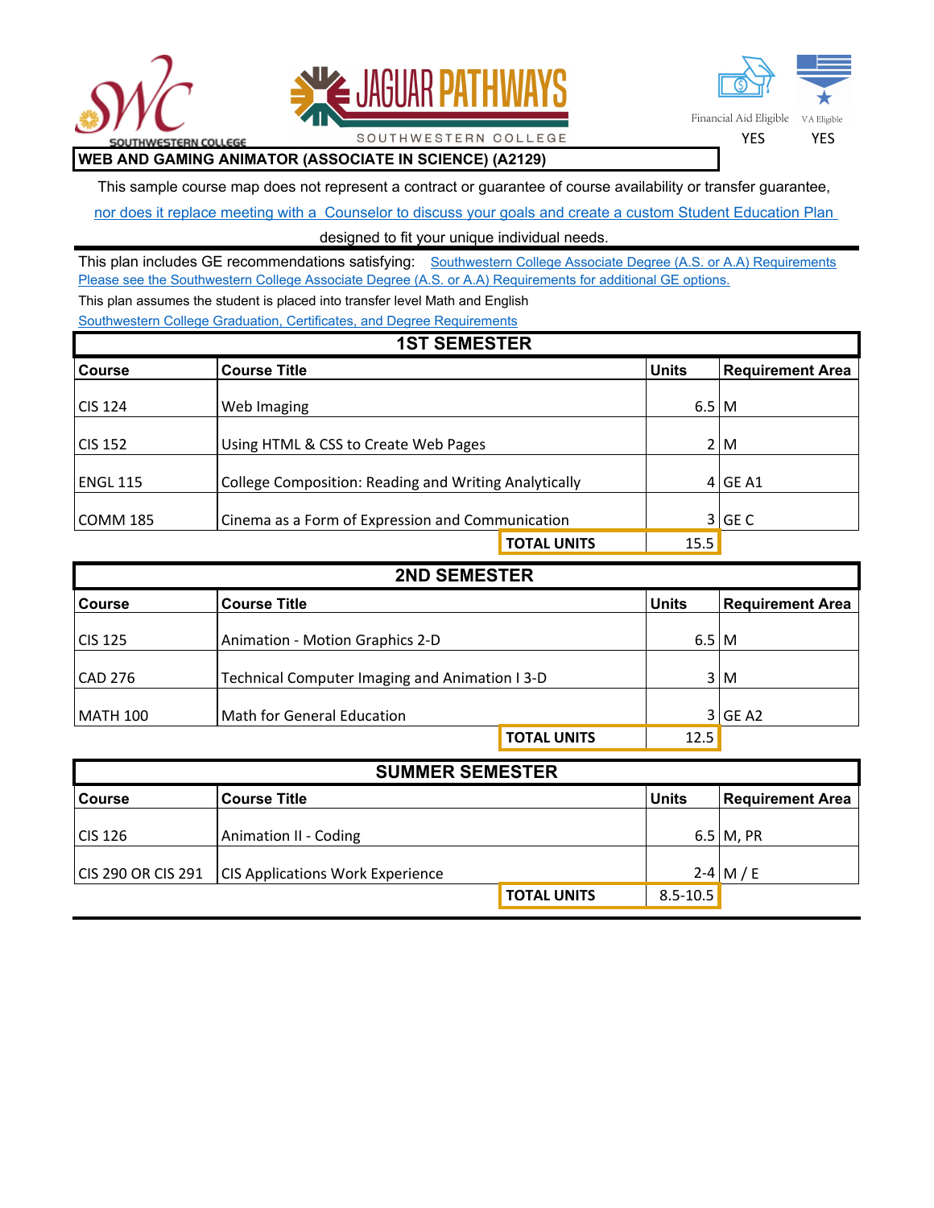Financial Aid Eligible: YES | VA Eligible: YES

# WEB AND GAMING ANIMATOR (ASSOCIATE IN SCIENCE) (A2129)

This sample course map does not represent a contract or guarantee of course availability or transfer guarantee, nor does it replace meeting with a Counselor to discuss your goals and create a custom Student Education Plan designed to fit your unique individual needs.

This plan includes GE recommendations satisfying: Southwestern College Associate Degree (A.S. or A.A) Requirements
Please see the Southwestern College Associate Degree (A.S. or A.A) Requirements for additional GE options.

This plan assumes the student is placed into transfer level Math and English

Southwestern College Graduation, Certificates, and Degree Requirements

## 1ST SEMESTER

| Course | Course Title | Units | Requirement Area |
|---|---|---|---|
| CIS 124 | Web Imaging | 6.5 | M |
| CIS 152 | Using HTML & CSS to Create Web Pages | 2 | M |
| ENGL 115 | College Composition: Reading and Writing Analytically | 4 | GE A1 |
| COMM 185 | Cinema as a Form of Expression and Communication | 3 | GE C |
| | TOTAL UNITS | 15.5 | |

## 2ND SEMESTER

| Course | Course Title | Units | Requirement Area |
|---|---|---|---|
| CIS 125 | Animation - Motion Graphics 2-D | 6.5 | M |
| CAD 276 | Technical Computer Imaging and Animation I 3-D | 3 | M |
| MATH 100 | Math for General Education | 3 | GE A2 |
| | TOTAL UNITS | 12.5 | |

## SUMMER SEMESTER

| Course | Course Title | Units | Requirement Area |
|---|---|---|---|
| CIS 126 | Animation II - Coding | 6.5 | M, PR |
| CIS 290 OR CIS 291 | CIS Applications Work Experience | 2-4 | M / E |
| | TOTAL UNITS | 8.5-10.5 | |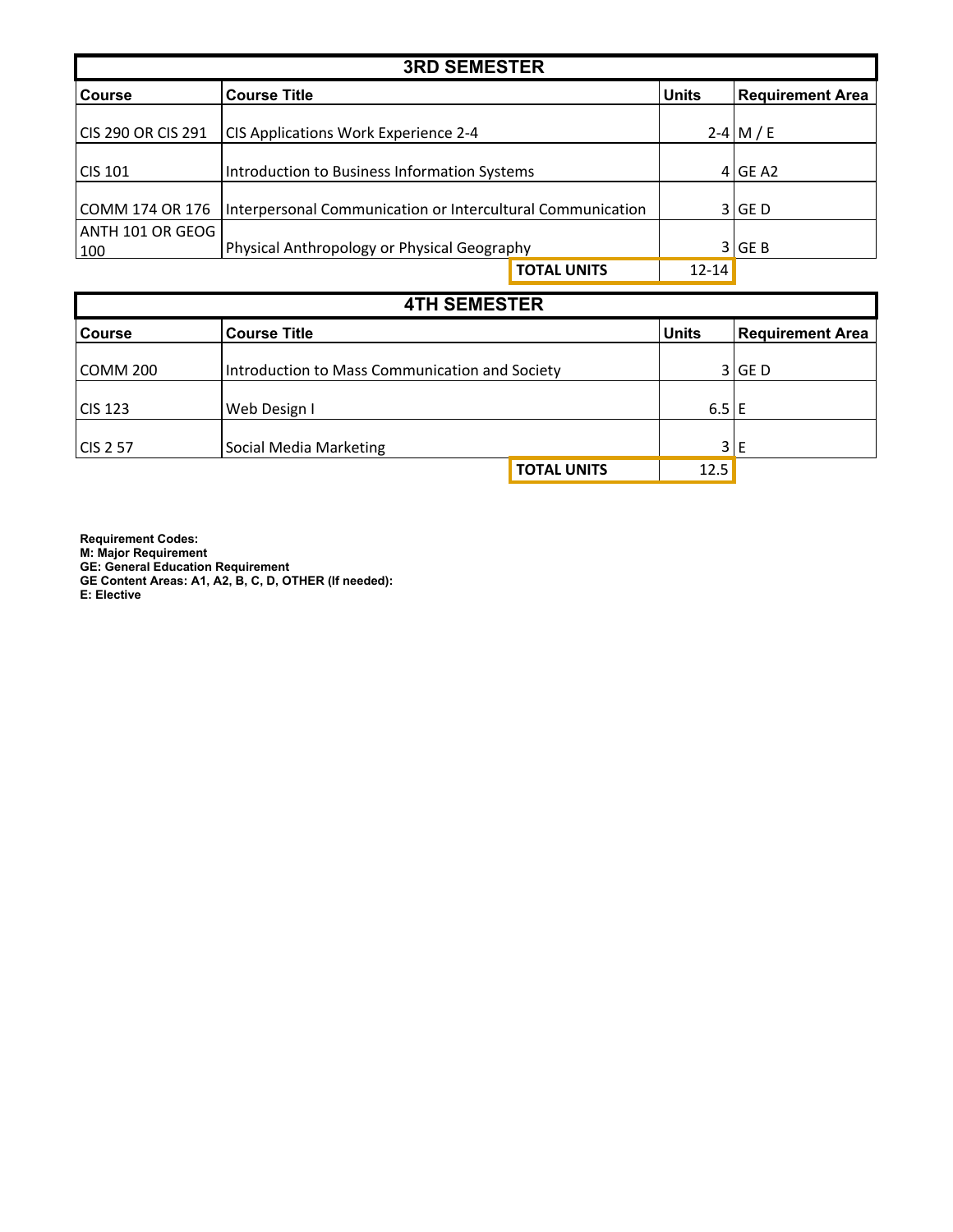## 3RD SEMESTER

| Course | Course Title | Units | Requirement Area |
|---|---|---|---|
| CIS 290 OR CIS 291 | CIS Applications Work Experience 2-4 | 2-4 | M / E |
| CIS 101 | Introduction to Business Information Systems | 4 | GE A2 |
| COMM 174 OR 176 | Interpersonal Communication or Intercultural Communication | 3 | GE D |
| ANTH 101 OR GEOG 100 | Physical Anthropology or Physical Geography | 3 | GE B |
| | **TOTAL UNITS** | 12-14 | |

## 4TH SEMESTER

| Course | Course Title | Units | Requirement Area |
|---|---|---|---|
| COMM 200 | Introduction to Mass Communication and Society | 3 | GE D |
| CIS 123 | Web Design I | 6.5 | E |
| CIS 2 57 | Social Media Marketing | 3 | E |
| | **TOTAL UNITS** | 12.5 | |

**Requirement Codes:**
**M: Major Requirement**
**GE: General Education Requirement**
**GE Content Areas: A1, A2, B, C, D, OTHER (If needed):**
**E: Elective**